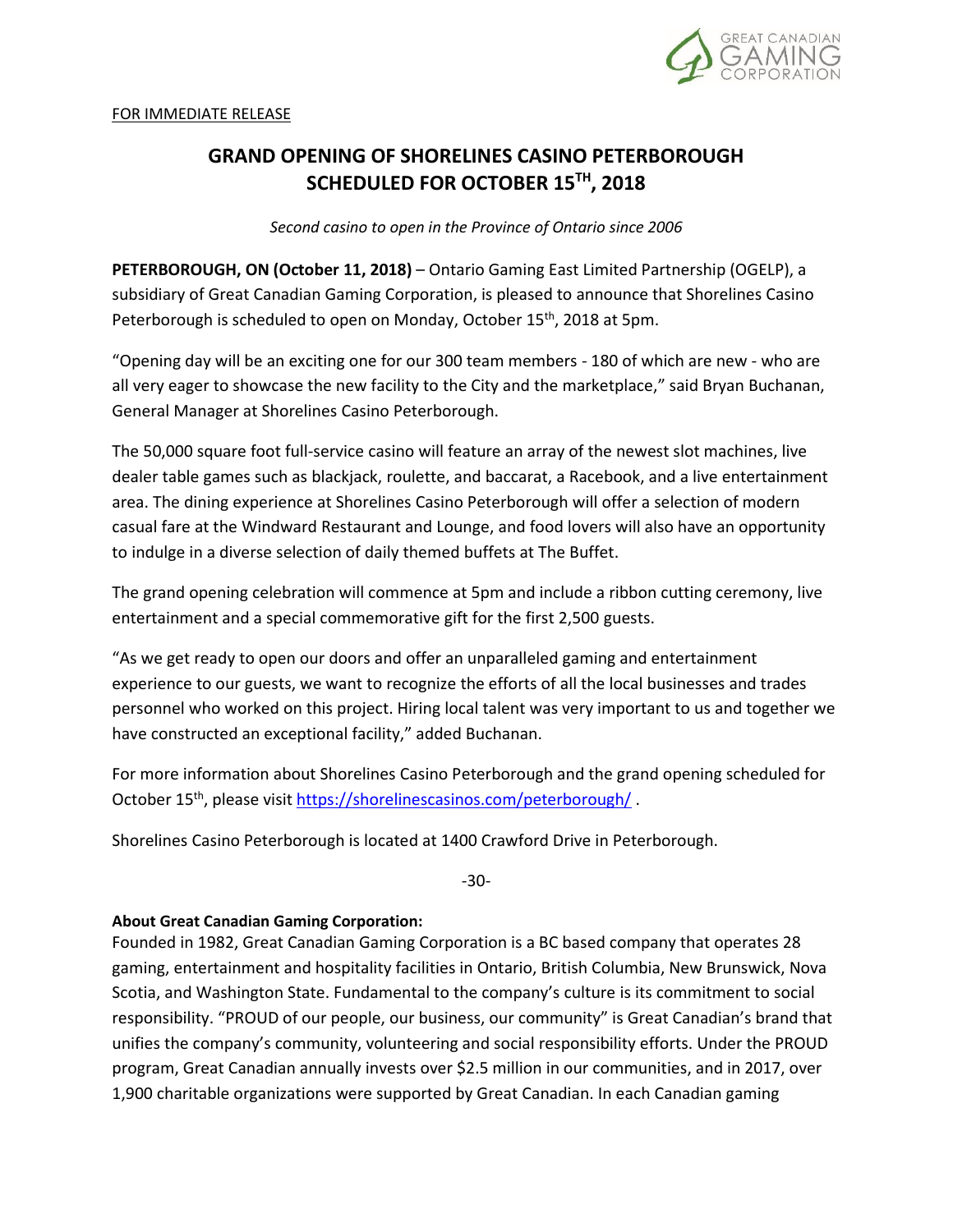FOR IMMEDIATE RELEASE

# GRAND OPENING OF SHORELINES CASINO PETERBOROUGH SCHEDULED FOR OCTOBER 15TH, 2018

*Second casino to open in the Province of Ontario since 2006*

**PETERBOROUGH, ON (October 11, 2018)** – Ontario Gaming East Limited Partnership (OGELP), a subsidiary of Great Canadian Gaming Corporation, is pleased to announce that Shorelines Casino Peterborough is scheduled to open on Monday, October 15th, 2018 at 5pm.

"Opening day will be an exciting one for our 300 team members - 180 of which are new - who are all very eager to showcase the new facility to the City and the marketplace," said Bryan Buchanan, General Manager at Shorelines Casino Peterborough.

The 50,000 square foot full-service casino will feature an array of the newest slot machines, live dealer table games such as blackjack, roulette, and baccarat, a Racebook, and a live entertainment area. The dining experience at Shorelines Casino Peterborough will offer a selection of modern casual fare at the Windward Restaurant and Lounge, and food lovers will also have an opportunity to indulge in a diverse selection of daily themed buffets at The Buffet.

The grand opening celebration will commence at 5pm and include a ribbon cutting ceremony, live entertainment and a special commemorative gift for the first 2,500 guests.

"As we get ready to open our doors and offer an unparalleled gaming and entertainment experience to our guests, we want to recognize the efforts of all the local businesses and trades personnel who worked on this project. Hiring local talent was very important to us and together we have constructed an exceptional facility," added Buchanan.

For more information about Shorelines Casino Peterborough and the grand opening scheduled for October 15th, please visit https://shorelinescasinos.com/peterborough/ .

Shorelines Casino Peterborough is located at 1400 Crawford Drive in Peterborough.

-30-

**About Great Canadian Gaming Corporation:**

Founded in 1982, Great Canadian Gaming Corporation is a BC based company that operates 28 gaming, entertainment and hospitality facilities in Ontario, British Columbia, New Brunswick, Nova Scotia, and Washington State. Fundamental to the company's culture is its commitment to social responsibility. "PROUD of our people, our business, our community" is Great Canadian's brand that unifies the company's community, volunteering and social responsibility efforts. Under the PROUD program, Great Canadian annually invests over $2.5 million in our communities, and in 2017, over 1,900 charitable organizations were supported by Great Canadian. In each Canadian gaming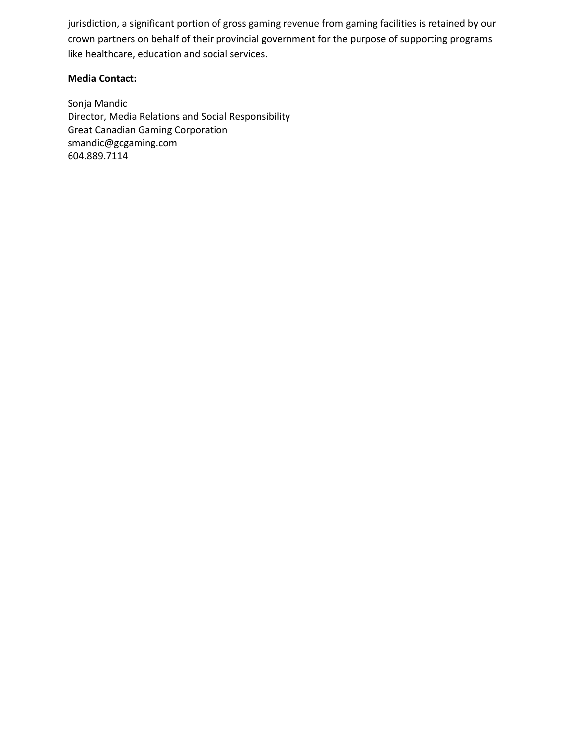jurisdiction, a significant portion of gross gaming revenue from gaming facilities is retained by our crown partners on behalf of their provincial government for the purpose of supporting programs like healthcare, education and social services.

**Media Contact:**

Sonja Mandic
Director, Media Relations and Social Responsibility
Great Canadian Gaming Corporation
smandic@gcgaming.com
604.889.7114